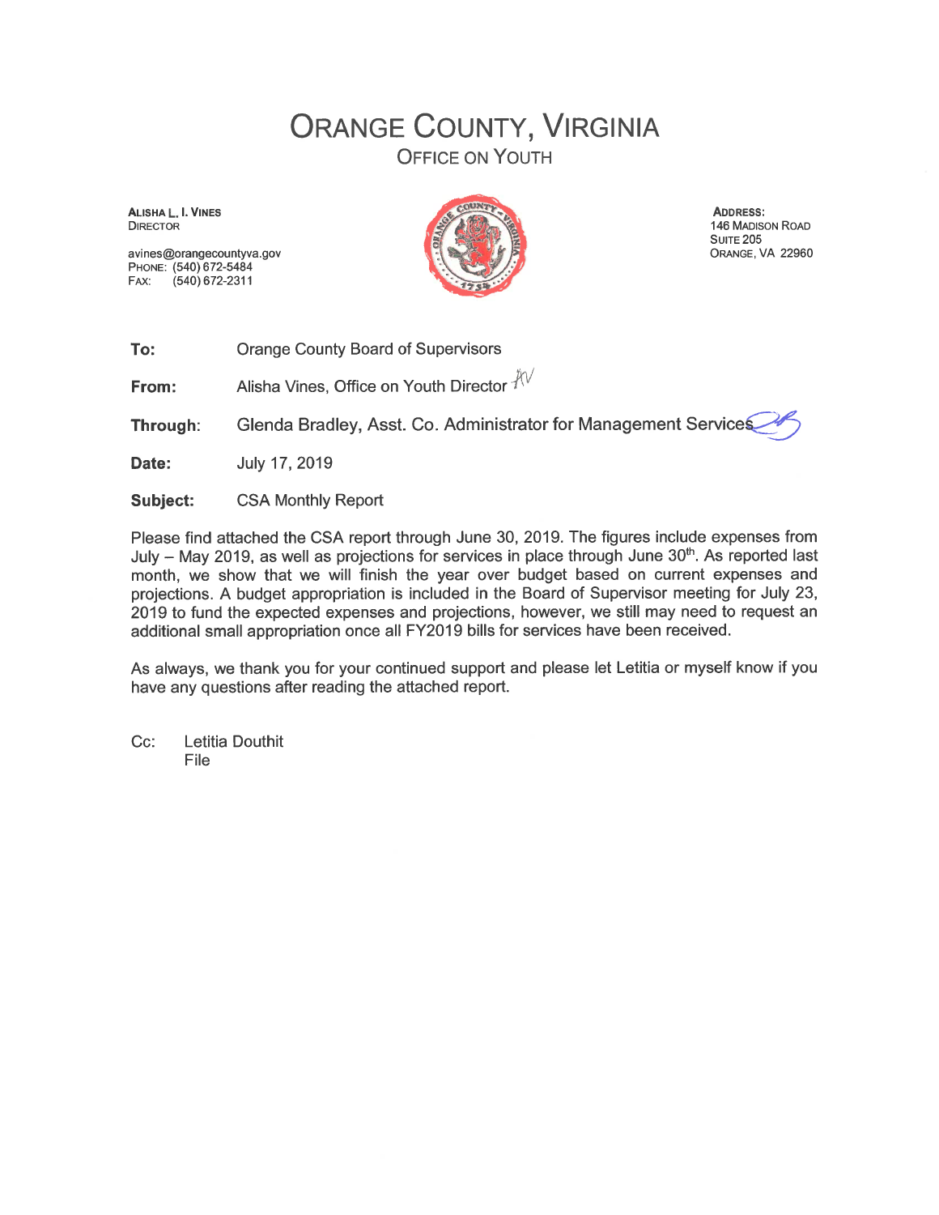# ORANGE COUNTY, VIRGINIA

## OFFICE ON YOUTH

**ALISHA L. I. VINES**
DIRECTOR

avines@orangecountyva.gov
PHONE: (540) 672-5484
FAX: (540) 672-2311

**ADDRESS:**
146 MADISON ROAD
SUITE 205
ORANGE, VA 22960

**To:** Orange County Board of Supervisors

**From:** Alisha Vines, Office on Youth Director

**Through:** Glenda Bradley, Asst. Co. Administrator for Management Services

**Date:** July 17, 2019

**Subject:** CSA Monthly Report

Please find attached the CSA report through June 30, 2019. The figures include expenses from July – May 2019, as well as projections for services in place through June 30th. As reported last month, we show that we will finish the year over budget based on current expenses and projections. A budget appropriation is included in the Board of Supervisor meeting for July 23, 2019 to fund the expected expenses and projections, however, we still may need to request an additional small appropriation once all FY2019 bills for services have been received.

As always, we thank you for your continued support and please let Letitia or myself know if you have any questions after reading the attached report.

Cc: Letitia Douthit
File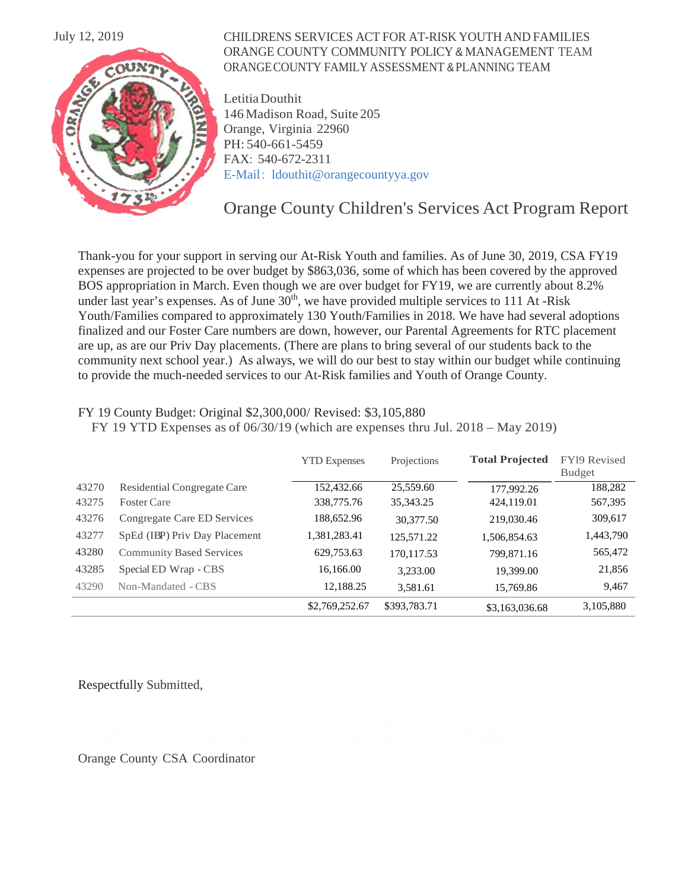July 12, 2019

CHILDRENS SERVICES ACT FOR AT-RISK YOUTH AND FAMILIES
ORANGE COUNTY COMMUNITY POLICY & MANAGEMENT TEAM
ORANGE COUNTY FAMILY ASSESSMENT & PLANNING TEAM

Letitia Douthit
146 Madison Road, Suite 205
Orange, Virginia 22960
PH: 540-661-5459
FAX: 540-672-2311
E-Mail: ldouthit@orangecountyya.gov

# Orange County Children's Services Act Program Report

Thank-you for your support in serving our At-Risk Youth and families. As of June 30, 2019, CSA FY19 expenses are projected to be over budget by $863,036, some of which has been covered by the approved BOS appropriation in March. Even though we are over budget for FY19, we are currently about 8.2% under last year's expenses. As of June 30th, we have provided multiple services to 111 At -Risk Youth/Families compared to approximately 130 Youth/Families in 2018. We have had several adoptions finalized and our Foster Care numbers are down, however, our Parental Agreements for RTC placement are up, as are our Priv Day placements. (There are plans to bring several of our students back to the community next school year.) As always, we will do our best to stay within our budget while continuing to provide the much-needed services to our At-Risk families and Youth of Orange County.

FY 19 County Budget: Original $2,300,000/ Revised: $3,105,880
FY 19 YTD Expenses as of 06/30/19 (which are expenses thru Jul. 2018 – May 2019)

| | | YTD Expenses | Projections | **Total Projected** | FY19 Revised Budget |
|---|---|---|---|---|---|
| 43270 | Residential Congregate Care | 152,432.66 | 25,559.60 | 177,992.26 | 188,282 |
| 43275 | Foster Care | 338,775.76 | 35,343.25 | 424,119.01 | 567,395 |
| 43276 | Congregate Care ED Services | 188,652.96 | 30,377.50 | 219,030.46 | 309,617 |
| 43277 | SpEd (IEP) Priv Day Placement | 1,381,283.41 | 125,571.22 | 1,506,854.63 | 1,443,790 |
| 43280 | Community Based Services | 629,753.63 | 170,117.53 | 799,871.16 | 565,472 |
| 43285 | Special ED Wrap - CBS | 16,166.00 | 3,233.00 | 19,399.00 | 21,856 |
| 43290 | Non-Mandated - CBS | 12,188.25 | 3,581.61 | 15,769.86 | 9,467 |
| | | $2,769,252.67 | $393,783.71 | $3,163,036.68 | 3,105,880 |

Respectfully Submitted,

Orange County CSA Coordinator